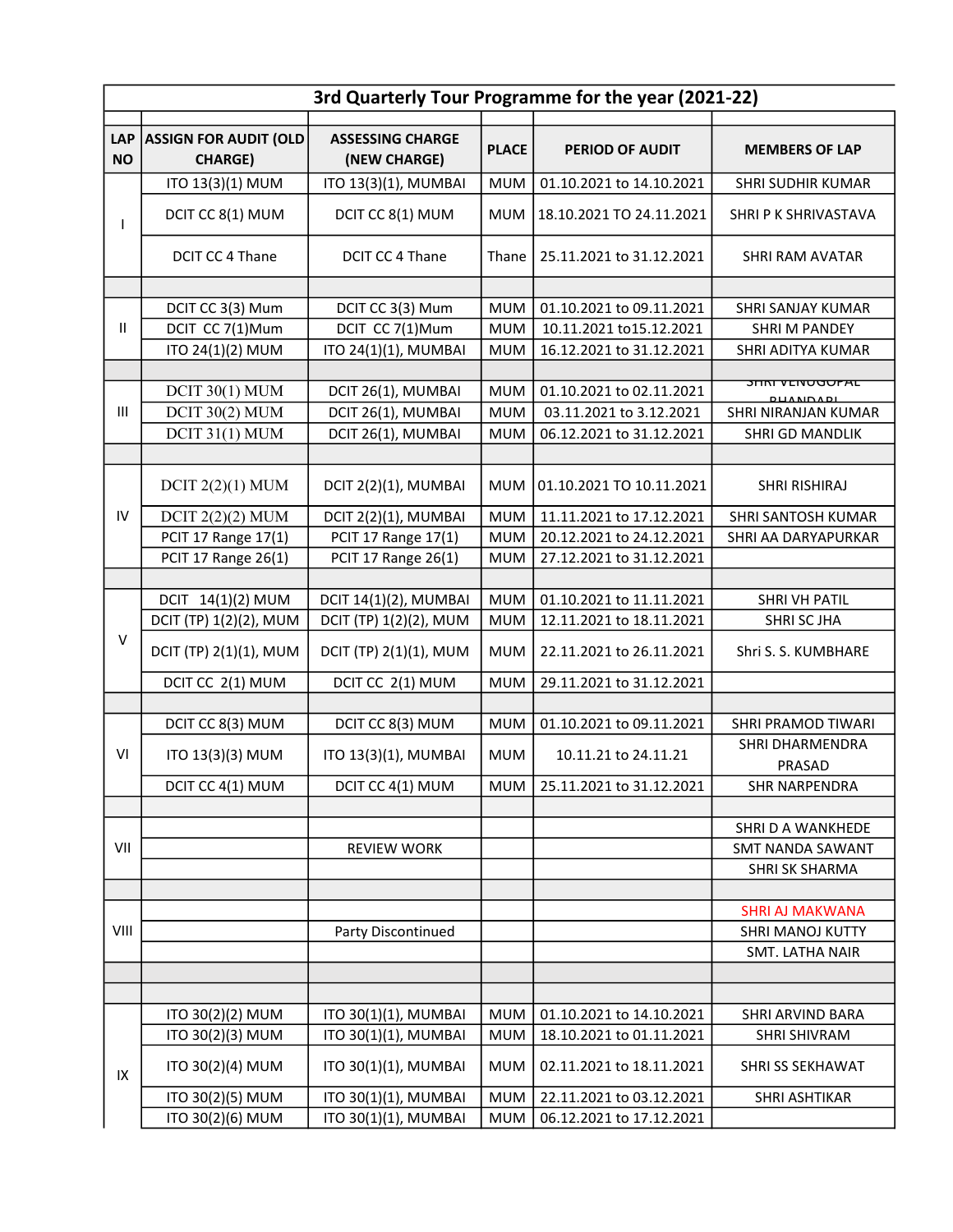# 3rd Quarterly Tour Programme for the year (2021-22)

| LAP NO | ASSIGN FOR AUDIT (OLD CHARGE) | ASSESSING CHARGE (NEW CHARGE) | PLACE | PERIOD OF AUDIT | MEMBERS OF LAP |
|---|---|---|---|---|---|
| I | ITO 13(3)(1) MUM | ITO 13(3)(1), MUMBAI | MUM | 01.10.2021 to 14.10.2021 | SHRI SUDHIR KUMAR |
| | DCIT CC 8(1) MUM | DCIT CC 8(1) MUM | MUM | 18.10.2021 TO 24.11.2021 | SHRI P K SHRIVASTAVA |
| | DCIT CC 4 Thane | DCIT CC 4 Thane | Thane | 25.11.2021 to 31.12.2021 | SHRI RAM AVATAR |
| | | | | | |
| II | DCIT CC 3(3) Mum | DCIT CC 3(3) Mum | MUM | 01.10.2021 to 09.11.2021 | SHRI SANJAY KUMAR |
| | DCIT CC 7(1)Mum | DCIT CC 7(1)Mum | MUM | 10.11.2021 to15.12.2021 | SHRI M PANDEY |
| | ITO 24(1)(2) MUM | ITO 24(1)(1), MUMBAI | MUM | 16.12.2021 to 31.12.2021 | SHRI ADITYA KUMAR |
| | | | | | |
| III | DCIT 30(1) MUM | DCIT 26(1), MUMBAI | MUM | 01.10.2021 to 02.11.2021 | SHRI VENUGOPAL BHANDARI |
| | DCIT 30(2) MUM | DCIT 26(1), MUMBAI | MUM | 03.11.2021 to 3.12.2021 | SHRI NIRANJAN KUMAR |
| | DCIT 31(1) MUM | DCIT 26(1), MUMBAI | MUM | 06.12.2021 to 31.12.2021 | SHRI GD MANDLIK |
| | | | | | |
| IV | DCIT 2(2)(1) MUM | DCIT 2(2)(1), MUMBAI | MUM | 01.10.2021 TO 10.11.2021 | SHRI RISHIRAJ |
| | DCIT 2(2)(2) MUM | DCIT 2(2)(1), MUMBAI | MUM | 11.11.2021 to 17.12.2021 | SHRI SANTOSH KUMAR |
| | PCIT 17 Range 17(1) | PCIT 17 Range 17(1) | MUM | 20.12.2021 to 24.12.2021 | SHRI AA DARYAPURKAR |
| | PCIT 17 Range 26(1) | PCIT 17 Range 26(1) | MUM | 27.12.2021 to 31.12.2021 | |
| | | | | | |
| V | DCIT 14(1)(2) MUM | DCIT 14(1)(2), MUMBAI | MUM | 01.10.2021 to 11.11.2021 | SHRI VH PATIL |
| | DCIT (TP) 1(2)(2), MUM | DCIT (TP) 1(2)(2), MUM | MUM | 12.11.2021 to 18.11.2021 | SHRI SC JHA |
| | DCIT (TP) 2(1)(1), MUM | DCIT (TP) 2(1)(1), MUM | MUM | 22.11.2021 to 26.11.2021 | Shri S. S. KUMBHARE |
| | DCIT CC 2(1) MUM | DCIT CC 2(1) MUM | MUM | 29.11.2021 to 31.12.2021 | |
| | | | | | |
| VI | DCIT CC 8(3) MUM | DCIT CC 8(3) MUM | MUM | 01.10.2021 to 09.11.2021 | SHRI PRAMOD TIWARI |
| | ITO 13(3)(3) MUM | ITO 13(3)(1), MUMBAI | MUM | 10.11.21 to 24.11.21 | SHRI DHARMENDRA PRASAD |
| | DCIT CC 4(1) MUM | DCIT CC 4(1) MUM | MUM | 25.11.2021 to 31.12.2021 | SHR NARPENDRA |
| | | | | | |
| VII | | | | | SHRI D A WANKHEDE |
| | | REVIEW WORK | | | SMT NANDA SAWANT |
| | | | | | SHRI SK SHARMA |
| | | | | | |
| VIII | | | | | SHRI AJ MAKWANA |
| | | Party Discontinued | | | SHRI MANOJ KUTTY |
| | | | | | SMT. LATHA NAIR |
| | | | | | |
| | | | | | |
| IX | ITO 30(2)(2) MUM | ITO 30(1)(1), MUMBAI | MUM | 01.10.2021 to 14.10.2021 | SHRI ARVIND BARA |
| | ITO 30(2)(3) MUM | ITO 30(1)(1), MUMBAI | MUM | 18.10.2021 to 01.11.2021 | SHRI SHIVRAM |
| | ITO 30(2)(4) MUM | ITO 30(1)(1), MUMBAI | MUM | 02.11.2021 to 18.11.2021 | SHRI SS SEKHAWAT |
| | ITO 30(2)(5) MUM | ITO 30(1)(1), MUMBAI | MUM | 22.11.2021 to 03.12.2021 | SHRI ASHTIKAR |
| | ITO 30(2)(6) MUM | ITO 30(1)(1), MUMBAI | MUM | 06.12.2021 to 17.12.2021 | |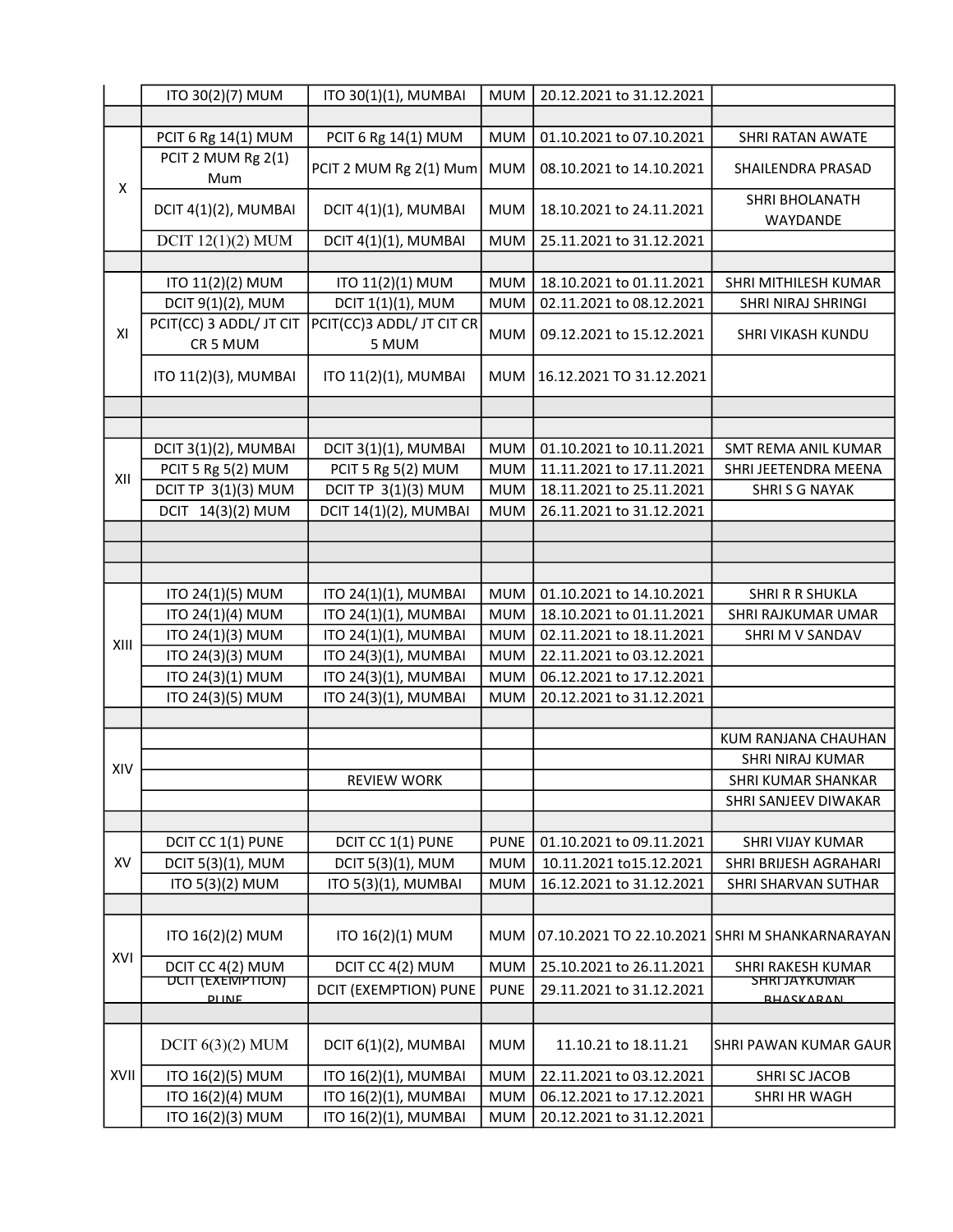| | | | | | |
|---|---|---|---|---|---|
| | ITO 30(2)(7) MUM | ITO 30(1)(1), MUMBAI | MUM | 20.12.2021 to 31.12.2021 | |
| | | | | | |
| X | PCIT 6 Rg 14(1) MUM | PCIT 6 Rg 14(1) MUM | MUM | 01.10.2021 to 07.10.2021 | SHRI RATAN AWATE |
| | PCIT 2 MUM Rg 2(1) Mum | PCIT 2 MUM Rg 2(1) Mum | MUM | 08.10.2021 to 14.10.2021 | SHAILENDRA PRASAD |
| | DCIT 4(1)(2), MUMBAI | DCIT 4(1)(1), MUMBAI | MUM | 18.10.2021 to 24.11.2021 | SHRI BHOLANATH WAYDANDE |
| | DCIT 12(1)(2) MUM | DCIT 4(1)(1), MUMBAI | MUM | 25.11.2021 to 31.12.2021 | |
| | | | | | |
| XI | ITO 11(2)(2) MUM | ITO 11(2)(1) MUM | MUM | 18.10.2021 to 01.11.2021 | SHRI MITHILESH KUMAR |
| | DCIT 9(1)(2), MUM | DCIT 1(1)(1), MUM | MUM | 02.11.2021 to 08.12.2021 | SHRI NIRAJ SHRINGI |
| | PCIT(CC) 3 ADDL/ JT CIT CR 5 MUM | PCIT(CC)3 ADDL/ JT CIT CR 5 MUM | MUM | 09.12.2021 to 15.12.2021 | SHRI VIKASH KUNDU |
| | ITO 11(2)(3), MUMBAI | ITO 11(2)(1), MUMBAI | MUM | 16.12.2021 TO 31.12.2021 | |
| | | | | | |
| | | | | | |
| XII | DCIT 3(1)(2), MUMBAI | DCIT 3(1)(1), MUMBAI | MUM | 01.10.2021 to 10.11.2021 | SMT REMA ANIL KUMAR |
| | PCIT 5 Rg 5(2) MUM | PCIT 5 Rg 5(2) MUM | MUM | 11.11.2021 to 17.11.2021 | SHRI JEETENDRA MEENA |
| | DCIT TP 3(1)(3) MUM | DCIT TP 3(1)(3) MUM | MUM | 18.11.2021 to 25.11.2021 | SHRI S G NAYAK |
| | DCIT 14(3)(2) MUM | DCIT 14(1)(2), MUMBAI | MUM | 26.11.2021 to 31.12.2021 | |
| | | | | | |
| | | | | | |
| | | | | | |
| XIII | ITO 24(1)(5) MUM | ITO 24(1)(1), MUMBAI | MUM | 01.10.2021 to 14.10.2021 | SHRI R R SHUKLA |
| | ITO 24(1)(4) MUM | ITO 24(1)(1), MUMBAI | MUM | 18.10.2021 to 01.11.2021 | SHRI RAJKUMAR UMAR |
| | ITO 24(1)(3) MUM | ITO 24(1)(1), MUMBAI | MUM | 02.11.2021 to 18.11.2021 | SHRI M V SANDAV |
| | ITO 24(3)(3) MUM | ITO 24(3)(1), MUMBAI | MUM | 22.11.2021 to 03.12.2021 | |
| | ITO 24(3)(1) MUM | ITO 24(3)(1), MUMBAI | MUM | 06.12.2021 to 17.12.2021 | |
| | ITO 24(3)(5) MUM | ITO 24(3)(1), MUMBAI | MUM | 20.12.2021 to 31.12.2021 | |
| | | | | | |
| XIV | | | | | KUM RANJANA CHAUHAN |
| | | | | | SHRI NIRAJ KUMAR |
| | | REVIEW WORK | | | SHRI KUMAR SHANKAR |
| | | | | | SHRI SANJEEV DIWAKAR |
| | | | | | |
| XV | DCIT CC 1(1) PUNE | DCIT CC 1(1) PUNE | PUNE | 01.10.2021 to 09.11.2021 | SHRI VIJAY KUMAR |
| | DCIT 5(3)(1), MUM | DCIT 5(3)(1), MUM | MUM | 10.11.2021 to15.12.2021 | SHRI BRIJESH AGRAHARI |
| | ITO 5(3)(2) MUM | ITO 5(3)(1), MUMBAI | MUM | 16.12.2021 to 31.12.2021 | SHRI SHARVAN SUTHAR |
| | | | | | |
| XVI | ITO 16(2)(2) MUM | ITO 16(2)(1) MUM | MUM | 07.10.2021 TO 22.10.2021 | SHRI M SHANKARNARAYAN |
| | DCIT CC 4(2) MUM | DCIT CC 4(2) MUM | MUM | 25.10.2021 to 26.11.2021 | SHRI RAKESH KUMAR |
| | DCIT (EXEMPTION) PUNE | DCIT (EXEMPTION) PUNE | PUNE | 29.11.2021 to 31.12.2021 | SHRI JAYKUMAR BHASKARAN |
| | | | | | |
| XVII | DCIT 6(3)(2) MUM | DCIT 6(1)(2), MUMBAI | MUM | 11.10.21 to 18.11.21 | SHRI PAWAN KUMAR GAUR |
| | ITO 16(2)(5) MUM | ITO 16(2)(1), MUMBAI | MUM | 22.11.2021 to 03.12.2021 | SHRI SC JACOB |
| | ITO 16(2)(4) MUM | ITO 16(2)(1), MUMBAI | MUM | 06.12.2021 to 17.12.2021 | SHRI HR WAGH |
| | ITO 16(2)(3) MUM | ITO 16(2)(1), MUMBAI | MUM | 20.12.2021 to 31.12.2021 | |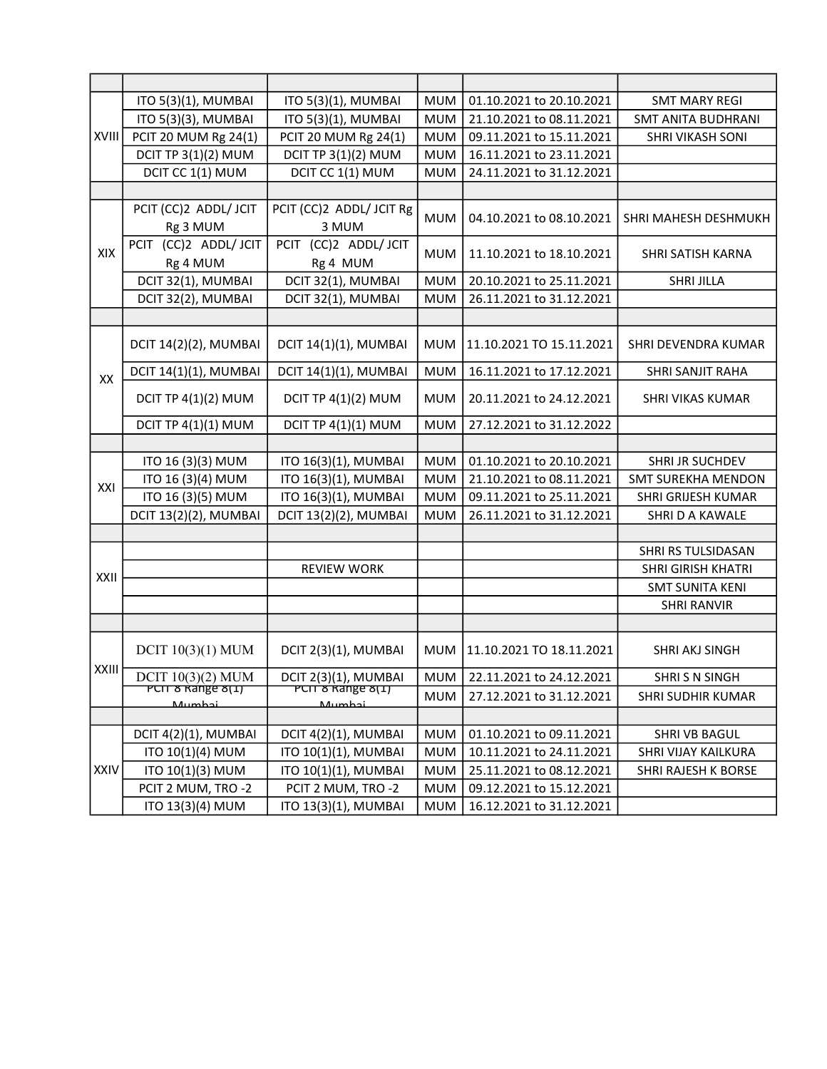| | | | | | |
|---|---|---|---|---|---|
| XVIII | ITO 5(3)(1), MUMBAI | ITO 5(3)(1), MUMBAI | MUM | 01.10.2021 to 20.10.2021 | SMT MARY REGI |
| | ITO 5(3)(3), MUMBAI | ITO 5(3)(1), MUMBAI | MUM | 21.10.2021 to 08.11.2021 | SMT ANITA BUDHRANI |
| | PCIT 20 MUM Rg 24(1) | PCIT 20 MUM Rg 24(1) | MUM | 09.11.2021 to 15.11.2021 | SHRI VIKASH SONI |
| | DCIT TP 3(1)(2) MUM | DCIT TP 3(1)(2) MUM | MUM | 16.11.2021 to 23.11.2021 | |
| | DCIT CC 1(1) MUM | DCIT CC 1(1) MUM | MUM | 24.11.2021 to 31.12.2021 | |
| | | | | | |
| XIX | PCIT (CC)2 ADDL/ JCIT Rg 3 MUM | PCIT (CC)2 ADDL/ JCIT Rg 3 MUM | MUM | 04.10.2021 to 08.10.2021 | SHRI MAHESH DESHMUKH |
| | PCIT (CC)2 ADDL/ JCIT Rg 4 MUM | PCIT (CC)2 ADDL/ JCIT Rg 4 MUM | MUM | 11.10.2021 to 18.10.2021 | SHRI SATISH KARNA |
| | DCIT 32(1), MUMBAI | DCIT 32(1), MUMBAI | MUM | 20.10.2021 to 25.11.2021 | SHRI JILLA |
| | DCIT 32(2), MUMBAI | DCIT 32(1), MUMBAI | MUM | 26.11.2021 to 31.12.2021 | |
| | | | | | |
| XX | DCIT 14(2)(2), MUMBAI | DCIT 14(1)(1), MUMBAI | MUM | 11.10.2021 TO 15.11.2021 | SHRI DEVENDRA KUMAR |
| | DCIT 14(1)(1), MUMBAI | DCIT 14(1)(1), MUMBAI | MUM | 16.11.2021 to 17.12.2021 | SHRI SANJIT RAHA |
| | DCIT TP 4(1)(2) MUM | DCIT TP 4(1)(2) MUM | MUM | 20.11.2021 to 24.12.2021 | SHRI VIKAS KUMAR |
| | DCIT TP 4(1)(1) MUM | DCIT TP 4(1)(1) MUM | MUM | 27.12.2021 to 31.12.2022 | |
| | | | | | |
| XXI | ITO 16 (3)(3) MUM | ITO 16(3)(1), MUMBAI | MUM | 01.10.2021 to 20.10.2021 | SHRI JR SUCHDEV |
| | ITO 16 (3)(4) MUM | ITO 16(3)(1), MUMBAI | MUM | 21.10.2021 to 08.11.2021 | SMT SUREKHA MENDON |
| | ITO 16 (3)(5) MUM | ITO 16(3)(1), MUMBAI | MUM | 09.11.2021 to 25.11.2021 | SHRI GRIJESH KUMAR |
| | DCIT 13(2)(2), MUMBAI | DCIT 13(2)(2), MUMBAI | MUM | 26.11.2021 to 31.12.2021 | SHRI D A KAWALE |
| | | | | | |
| XXII | | | | | SHRI RS TULSIDASAN |
| | | REVIEW WORK | | | SHRI GIRISH KHATRI |
| | | | | | SMT SUNITA KENI |
| | | | | | SHRI RANVIR |
| | | | | | |
| XXIII | DCIT 10(3)(1) MUM | DCIT 2(3)(1), MUMBAI | MUM | 11.10.2021 TO 18.11.2021 | SHRI AKJ SINGH |
| | DCIT 10(3)(2) MUM | DCIT 2(3)(1), MUMBAI | MUM | 22.11.2021 to 24.12.2021 | SHRI S N SINGH |
| | PCIT 8 Range 8(1) Mumbai | PCIT 8 Range 8(1) Mumbai | MUM | 27.12.2021 to 31.12.2021 | SHRI SUDHIR KUMAR |
| | | | | | |
| XXIV | DCIT 4(2)(1), MUMBAI | DCIT 4(2)(1), MUMBAI | MUM | 01.10.2021 to 09.11.2021 | SHRI VB BAGUL |
| | ITO 10(1)(4) MUM | ITO 10(1)(1), MUMBAI | MUM | 10.11.2021 to 24.11.2021 | SHRI VIJAY KAILKURA |
| | ITO 10(1)(3) MUM | ITO 10(1)(1), MUMBAI | MUM | 25.11.2021 to 08.12.2021 | SHRI RAJESH K BORSE |
| | PCIT 2 MUM, TRO -2 | PCIT 2 MUM, TRO -2 | MUM | 09.12.2021 to 15.12.2021 | |
| | ITO 13(3)(4) MUM | ITO 13(3)(1), MUMBAI | MUM | 16.12.2021 to 31.12.2021 | |